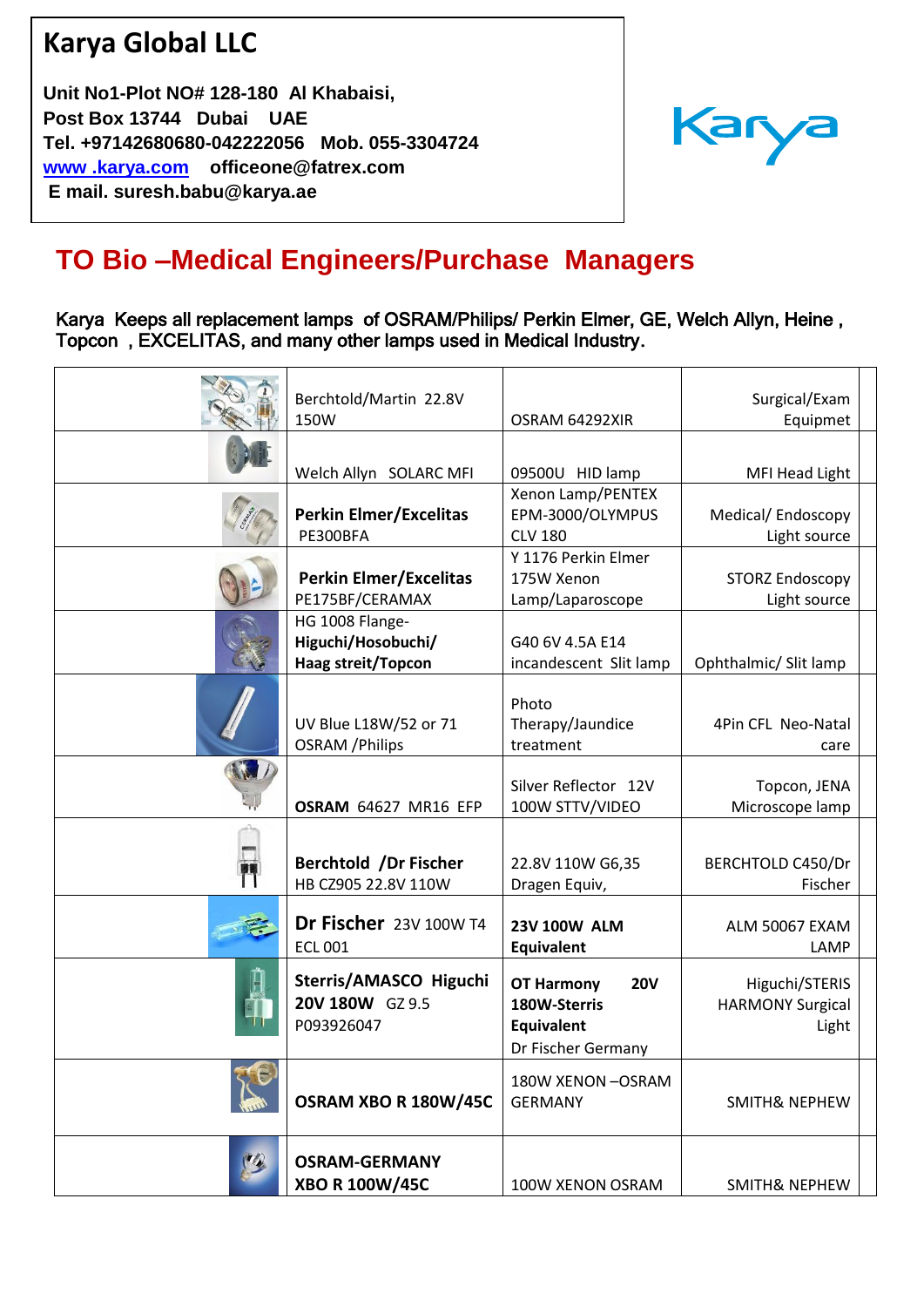# Karya Global LLC

**Unit No1-Plot NO# 128-180 Al Khabaisi,**
**Post Box 13744 Dubai UAE**
**Tel. +97142680680-042222056 Mob. 055-3304724**
**www .karya.com officeone@fatrex.com**
**E mail. suresh.babu@karya.ae**

Karya

## TO Bio –Medical Engineers/Purchase Managers

Karya Keeps all replacement lamps of OSRAM/Philips/ Perkin Elmer, GE, Welch Allyn, Heine , Topcon , EXCELITAS, and many other lamps used in Medical Industry.

| | | | | |
|---|---|---|---|---|
| | Berchtold/Martin 22.8V 150W | OSRAM 64292XIR | Surgical/Exam Equipmet | |
| | Welch Allyn SOLARC MFI | 09500U HID lamp | MFI Head Light | |
| | **Perkin Elmer/Excelitas** PE300BFA | Xenon Lamp/PENTEX EPM-3000/OLYMPUS CLV 180 | Medical/ Endoscopy Light source | |
| | **Perkin Elmer/Excelitas** PE175BF/CERAMAX | Y 1176 Perkin Elmer 175W Xenon Lamp/Laparoscope | STORZ Endoscopy Light source | |
| | HG 1008 Flange- **Higuchi/Hosobuchi/ Haag streit/Topcon** | G40 6V 4.5A E14 incandescent Slit lamp | Ophthalmic/ Slit lamp | |
| | UV Blue L18W/52 or 71 OSRAM /Philips | Photo Therapy/Jaundice treatment | 4Pin CFL Neo-Natal care | |
| | **OSRAM** 64627 MR16 EFP | Silver Reflector 12V 100W STTV/VIDEO | Topcon, JENA Microscope lamp | |
| | **Berchtold /Dr Fischer** HB CZ905 22.8V 110W | 22.8V 110W G6,35 Dragen Equiv, | BERCHTOLD C450/Dr Fischer | |
| | **Dr Fischer** 23V 100W T4 ECL 001 | **23V 100W ALM Equivalent** | ALM 50067 EXAM LAMP | |
| | **Sterris/AMASCO Higuchi 20V 180W** GZ 9.5 P093926047 | **OT Harmony 20V 180W-Sterris Equivalent** Dr Fischer Germany | Higuchi/STERIS HARMONY Surgical Light | |
| | **OSRAM XBO R 180W/45C** | 180W XENON –OSRAM GERMANY | SMITH& NEPHEW | |
| | **OSRAM-GERMANY XBO R 100W/45C** | 100W XENON OSRAM | SMITH& NEPHEW | |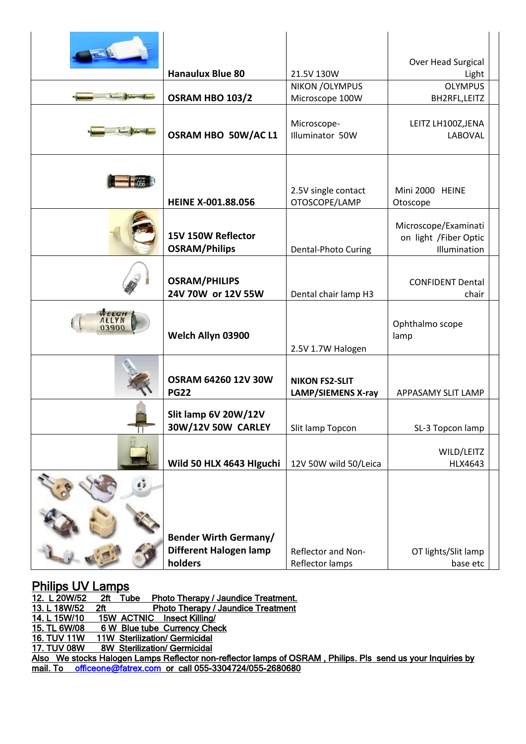| | | | |
|---|---|---|---|
| | **Hanaulux Blue 80** | 21.5V 130W | Over Head Surgical Light |
| | **OSRAM HBO 103/2** | NIKON /OLYMPUS Microscope 100W | OLYMPUS BH2RFL,LEITZ |
| | **OSRAM HBO 50W/AC L1** | Microscope-Illuminator 50W | LEITZ LH100Z,JENA LABOVAL |
| | **HEINE X-001.88.056** | 2.5V single contact OTOSCOPE/LAMP | Mini 2000 HEINE Otoscope |
| | **15V 150W Reflector OSRAM/Philips** | Dental-Photo Curing | Microscope/Examination light /Fiber Optic Illumination |
| | **OSRAM/PHILIPS 24V 70W or 12V 55W** | Dental chair lamp H3 | CONFIDENT Dental chair |
| | **Welch Allyn 03900** | 2.5V 1.7W Halogen | Ophthalmo scope lamp |
| | **OSRAM 64260 12V 30W PG22** | **NIKON FS2-SLIT LAMP/SIEMENS X-ray** | APPASAMY SLIT LAMP |
| | **Slit lamp 6V 20W/12V 30W/12V 50W CARLEY** | Slit lamp Topcon | SL-3 Topcon lamp |
| | **Wild 50 HLX 4643 HIguchi** | 12V 50W wild 50/Leica | WILD/LEITZ HLX4643 |
| | **Bender Wirth Germany/ Different Halogen lamp holders** | Reflector and Non-Reflector lamps | OT lights/Slit lamp base etc |

## Philips UV Lamps

12. L 20W/52 2ft Tube Photo Therapy / Jaundice Treatment.
13. L 18W/52 2ft Photo Therapy / Jaundice Treatment
14. L 15W/10 15W ACTNIC Insect Killing/
15. TL 6W/08 6 W Blue tube Currency Check
16. TUV 11W 11W Sterilization/ Germicidal
17. TUV 08W 8W Sterilization/ Germicidal

Also We stocks Halogen Lamps Reflector non-reflector lamps of OSRAM , Philips. Pls send us your Inquiries by mail. To officeone@fatrex.com or call 055-3304724/055-2680680